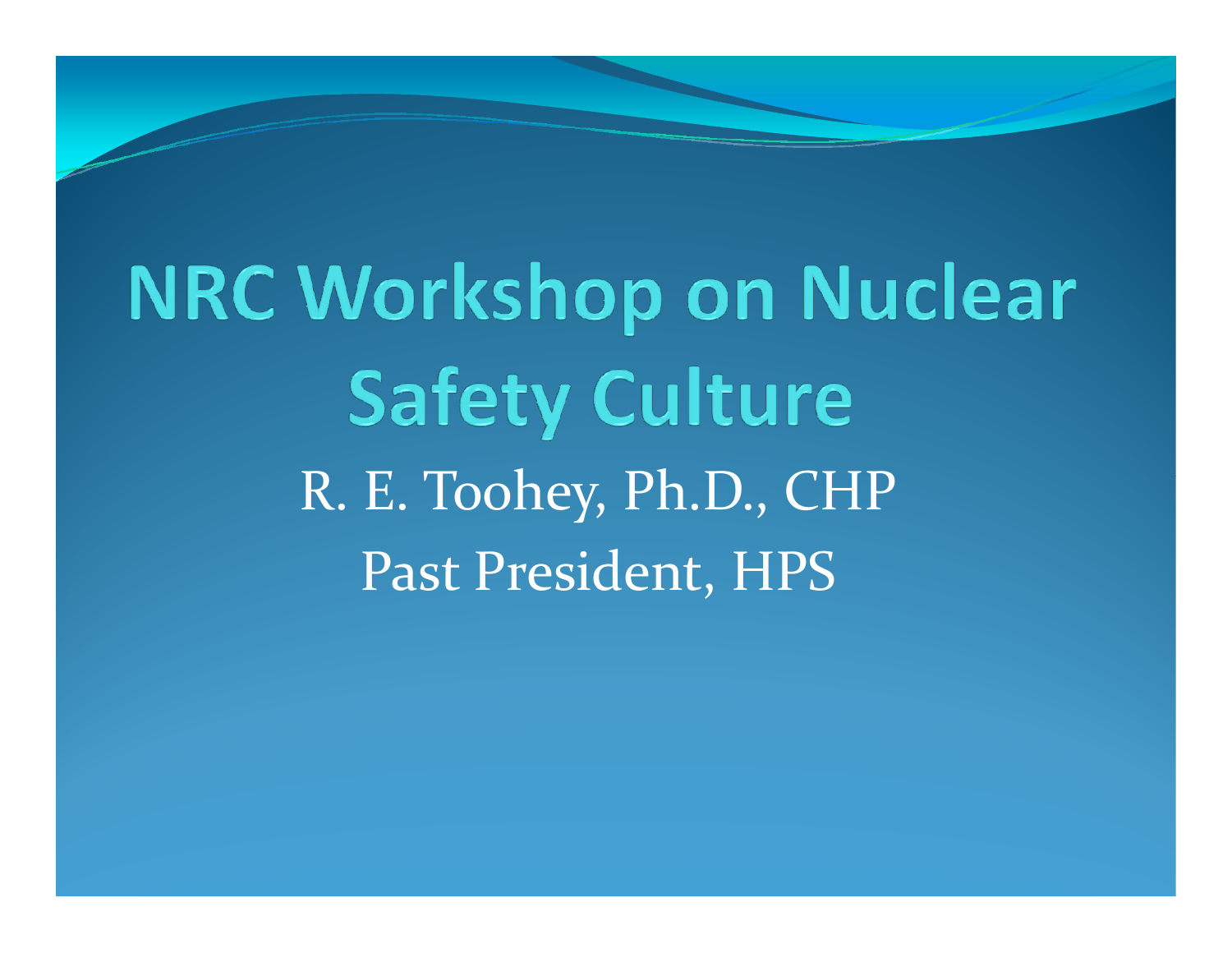# NRC Workshop on Nuclear Safety Culture

R. E. Toohey, Ph.D., CHP

Past President, HPS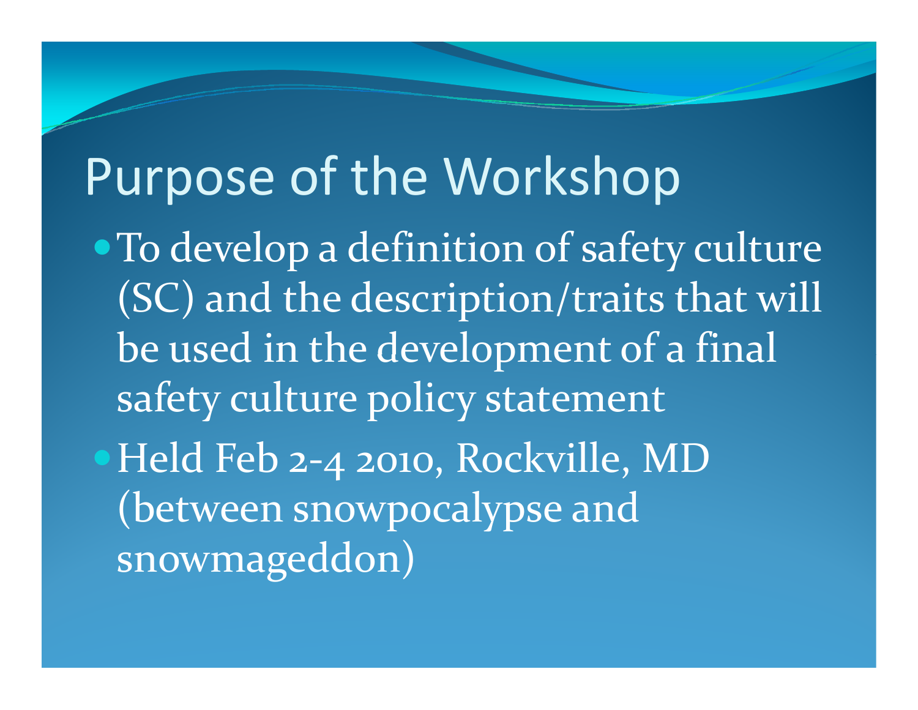# Purpose of the Workshop

- To develop a definition of safety culture (SC) and the description/traits that will be used in the development of a final safety culture policy statement
- Held Feb 2-4 2010, Rockville, MD (between snowpocalypse and snowmageddon)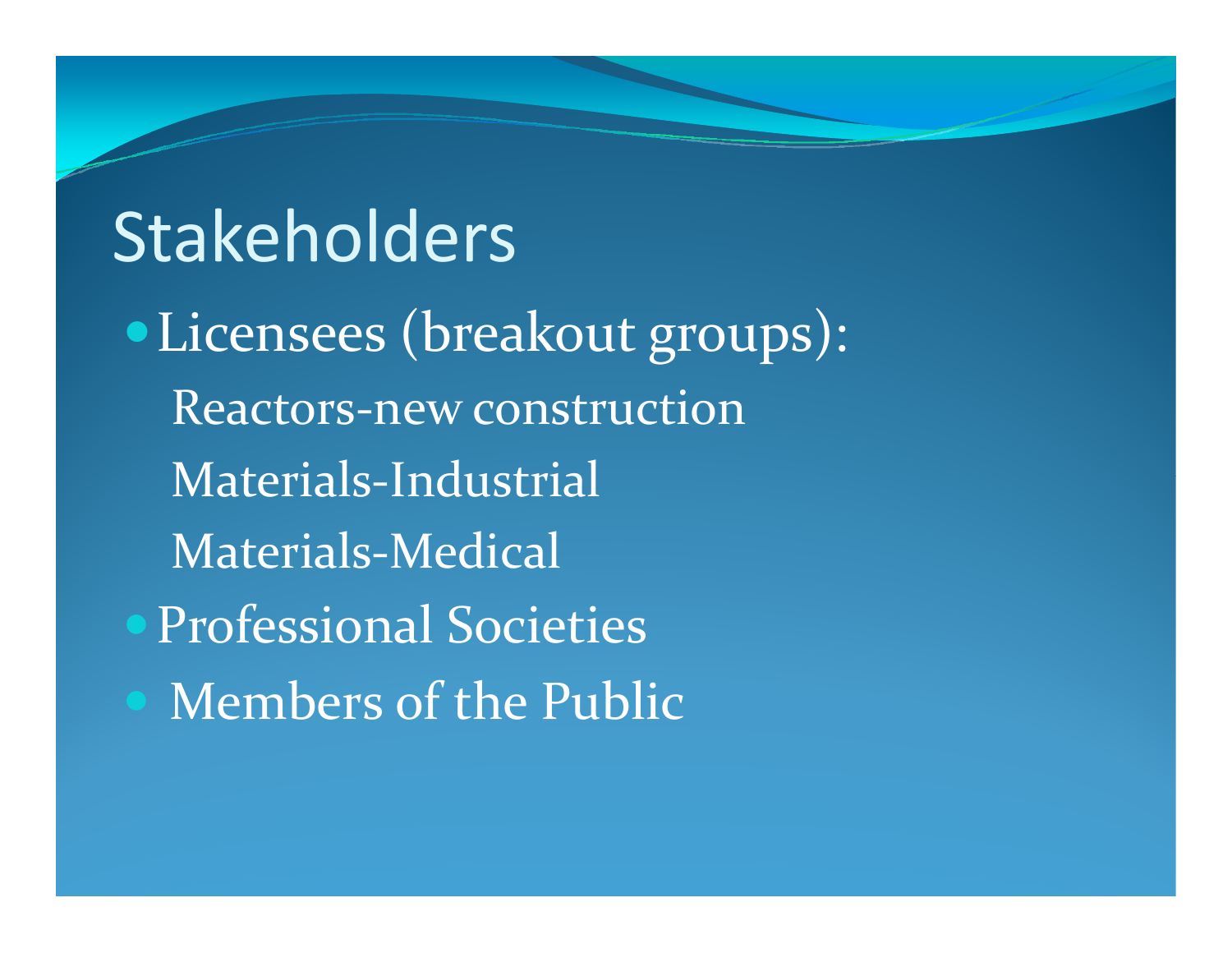# Stakeholders

- Licensees (breakout groups):
  - Reactors-new construction
  - Materials-Industrial
  - Materials-Medical
- Professional Societies
- Members of the Public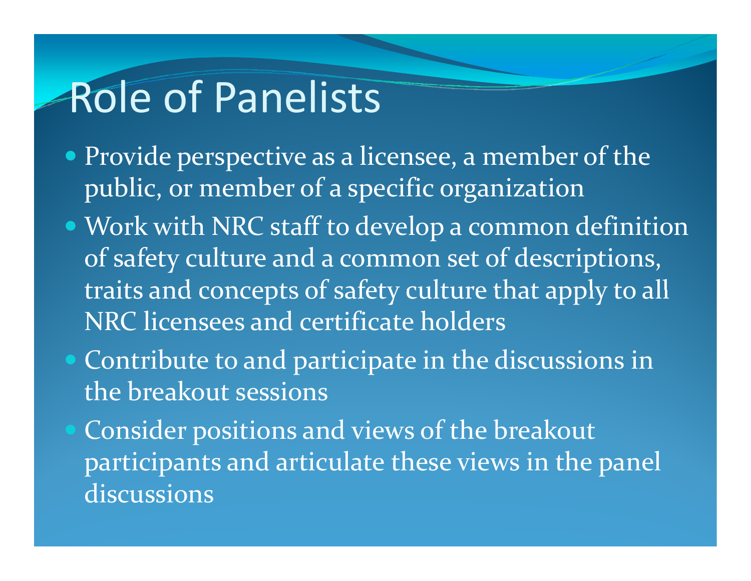# Role of Panelists

- Provide perspective as a licensee, a member of the public, or member of a specific organization
- Work with NRC staff to develop a common definition of safety culture and a common set of descriptions, traits and concepts of safety culture that apply to all NRC licensees and certificate holders
- Contribute to and participate in the discussions in the breakout sessions
- Consider positions and views of the breakout participants and articulate these views in the panel discussions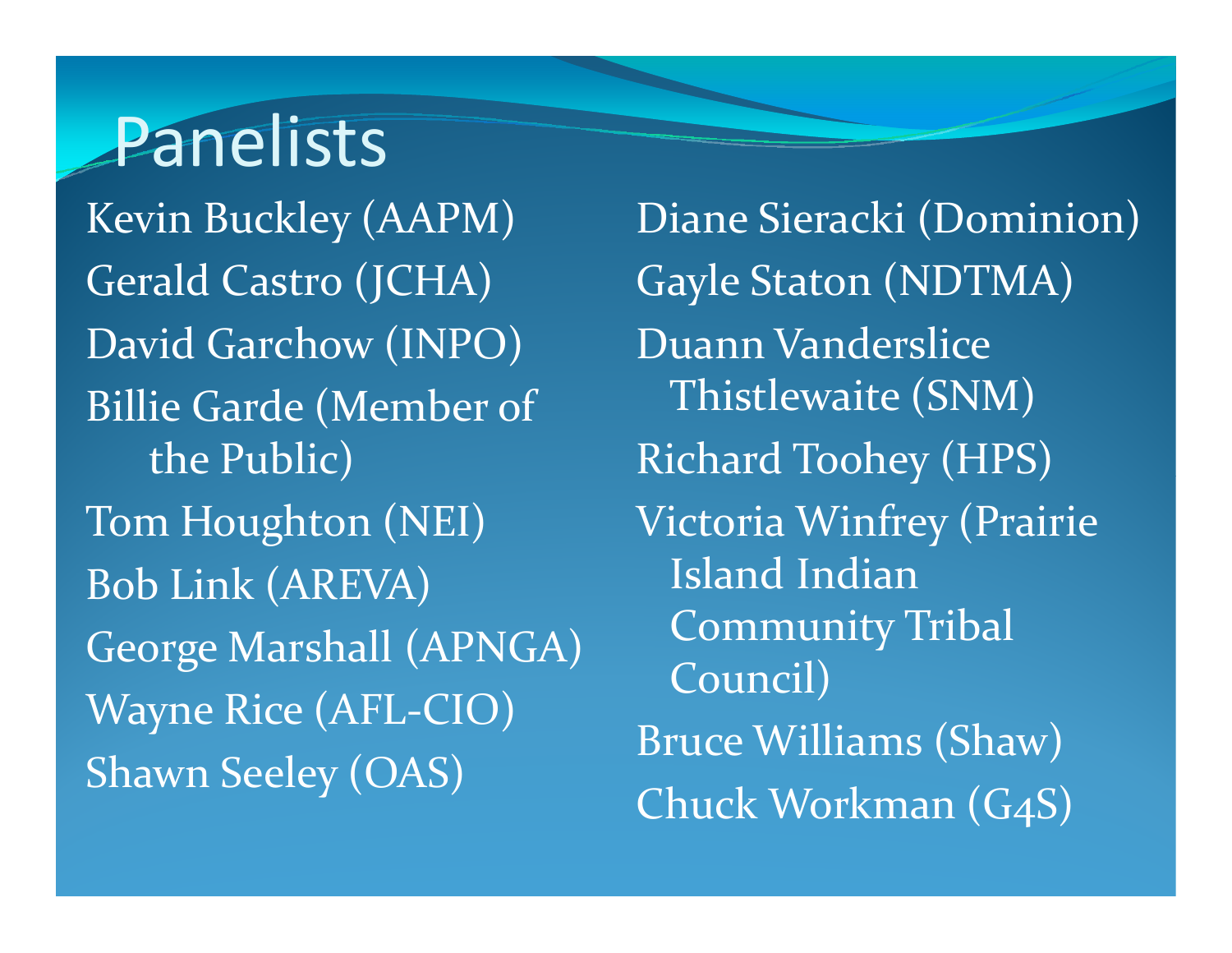# Panelists

- Kevin Buckley (AAPM)
- Gerald Castro (JCHA)
- David Garchow (INPO)
- Billie Garde (Member of the Public)
- Tom Houghton (NEI)
- Bob Link (AREVA)
- George Marshall (APNGA)
- Wayne Rice (AFL-CIO)
- Shawn Seeley (OAS)
- Diane Sieracki (Dominion)
- Gayle Staton (NDTMA)
- Duann Vanderslice Thistlewaite (SNM)
- Richard Toohey (HPS)
- Victoria Winfrey (Prairie Island Indian Community Tribal Council)
- Bruce Williams (Shaw)
- Chuck Workman (G4S)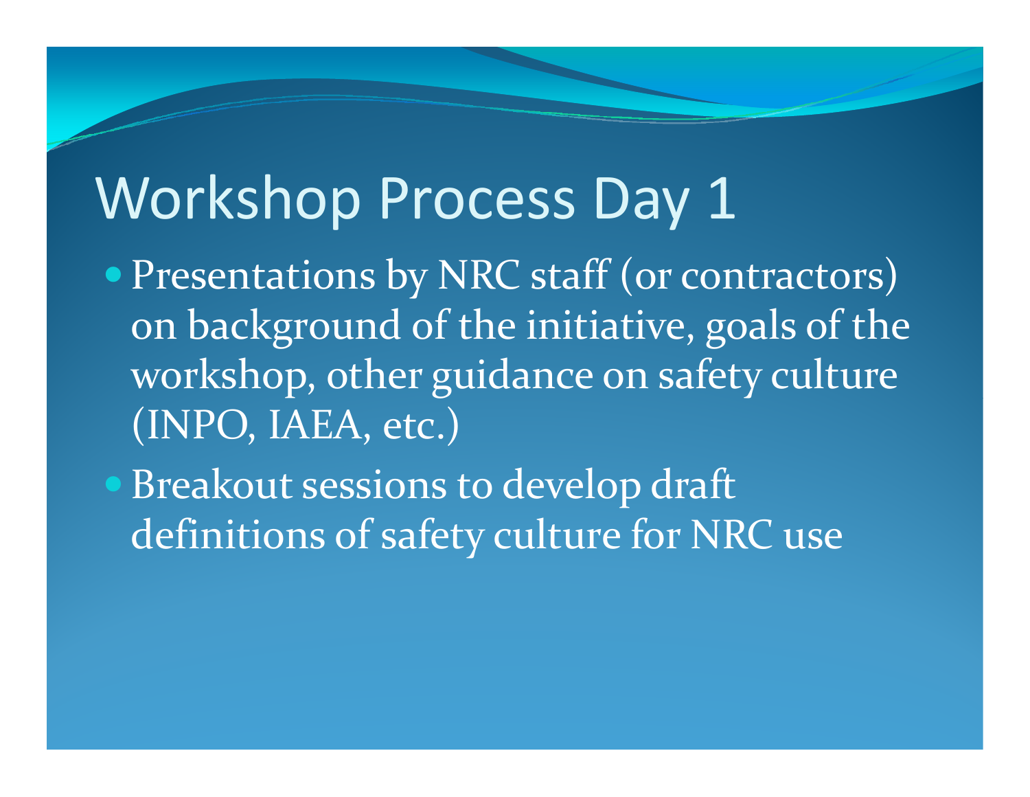# Workshop Process Day 1

- Presentations by NRC staff (or contractors) on background of the initiative, goals of the workshop, other guidance on safety culture (INPO, IAEA, etc.)
- Breakout sessions to develop draft definitions of safety culture for NRC use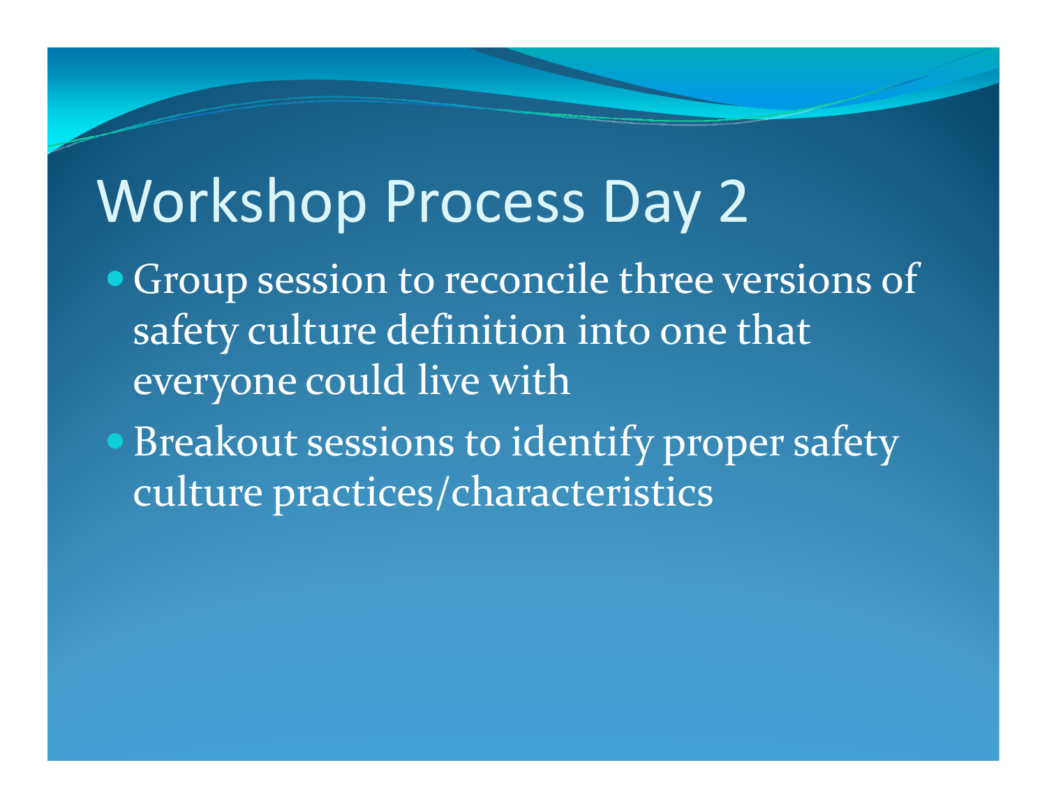# Workshop Process Day 2

- Group session to reconcile three versions of safety culture definition into one that everyone could live with
- Breakout sessions to identify proper safety culture practices/characteristics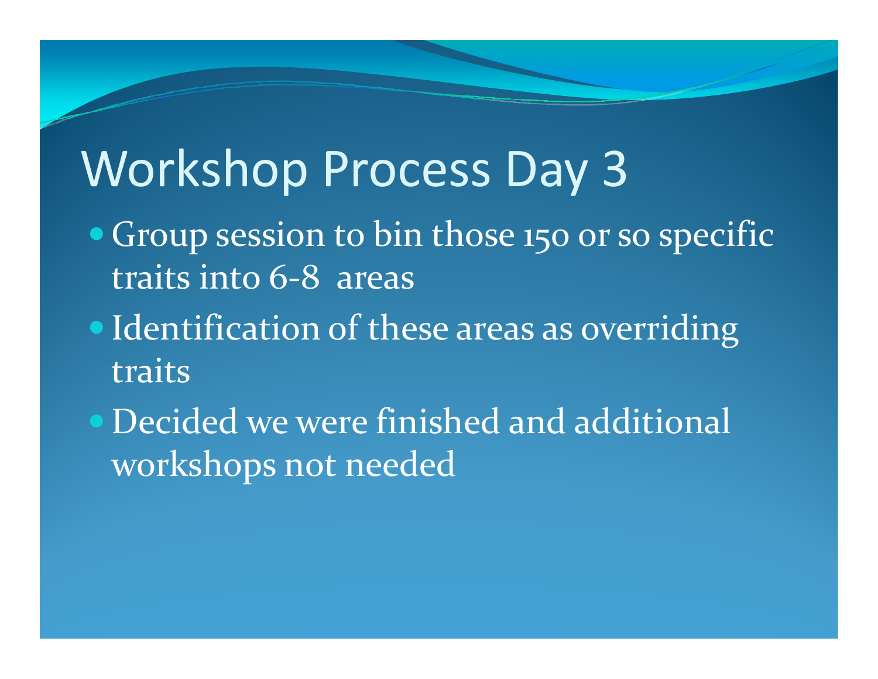# Workshop Process Day 3

- Group session to bin those 150 or so specific traits into 6-8 areas
- Identification of these areas as overriding traits
- Decided we were finished and additional workshops not needed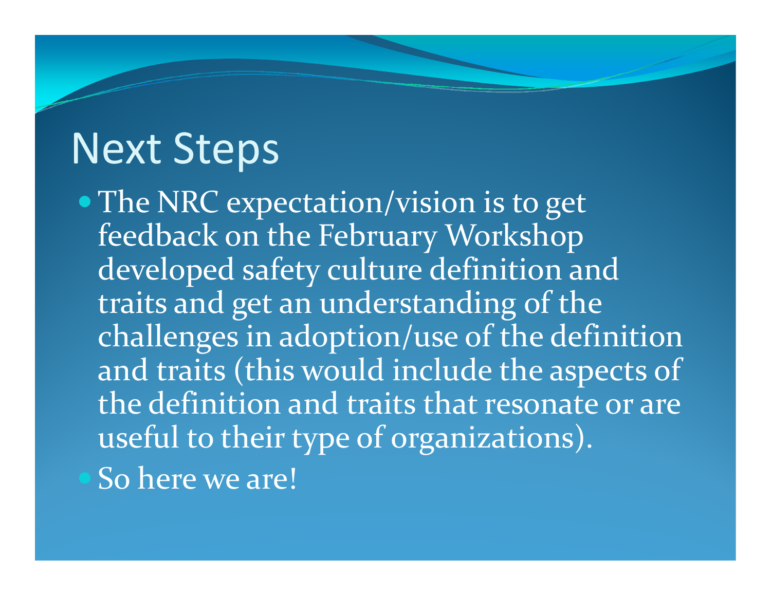# Next Steps

- The NRC expectation/vision is to get feedback on the February Workshop developed safety culture definition and traits and get an understanding of the challenges in adoption/use of the definition and traits (this would include the aspects of the definition and traits that resonate or are useful to their type of organizations).
- So here we are!